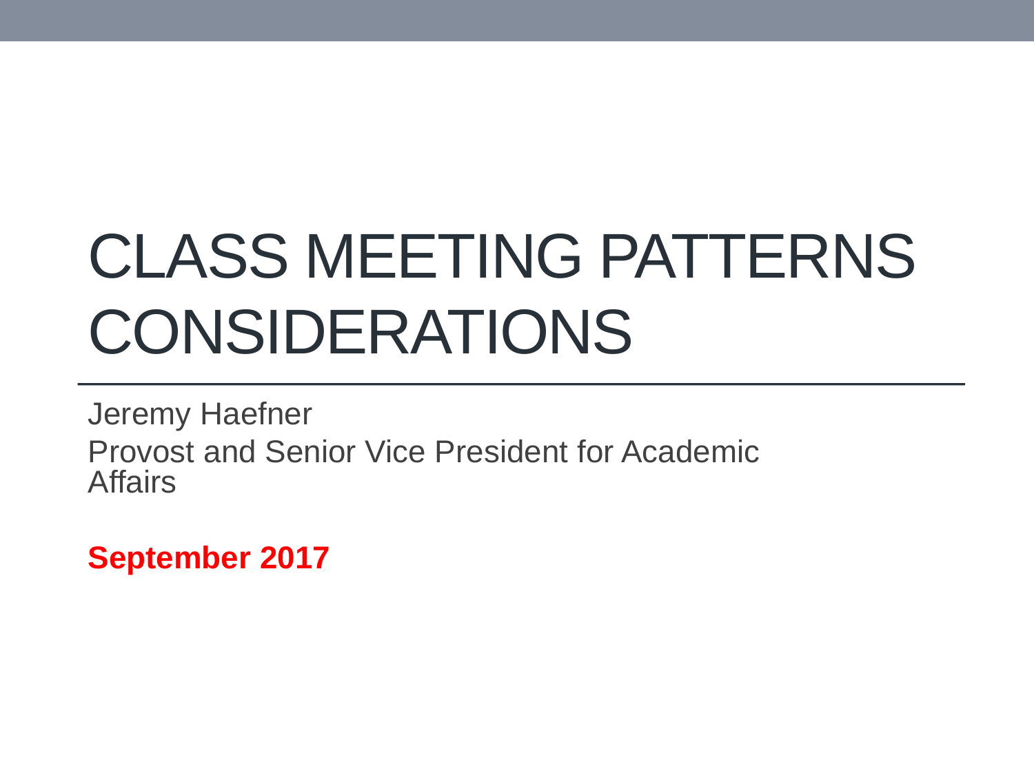# CLASS MEETING PATTERNS CONSIDERATIONS

Jeremy Haefner

Provost and Senior Vice President for Academic Affairs

**September 2017**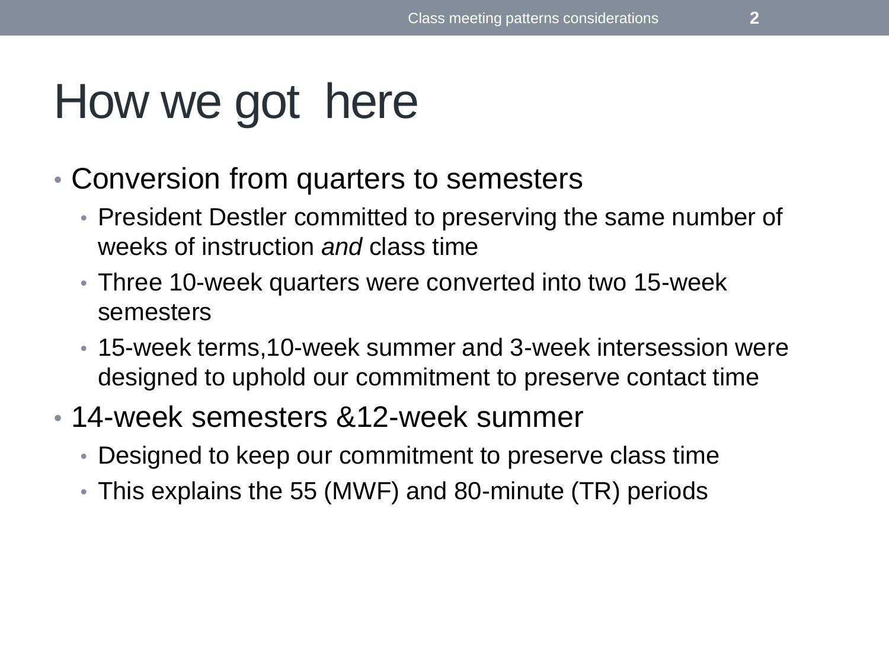# How we got here

- Conversion from quarters to semesters
  - President Destler committed to preserving the same number of weeks of instruction *and* class time
  - Three 10-week quarters were converted into two 15-week semesters
  - 15-week terms,10-week summer and 3-week intersession were designed to uphold our commitment to preserve contact time
- 14-week semesters &12-week summer
  - Designed to keep our commitment to preserve class time
  - This explains the 55 (MWF) and 80-minute (TR) periods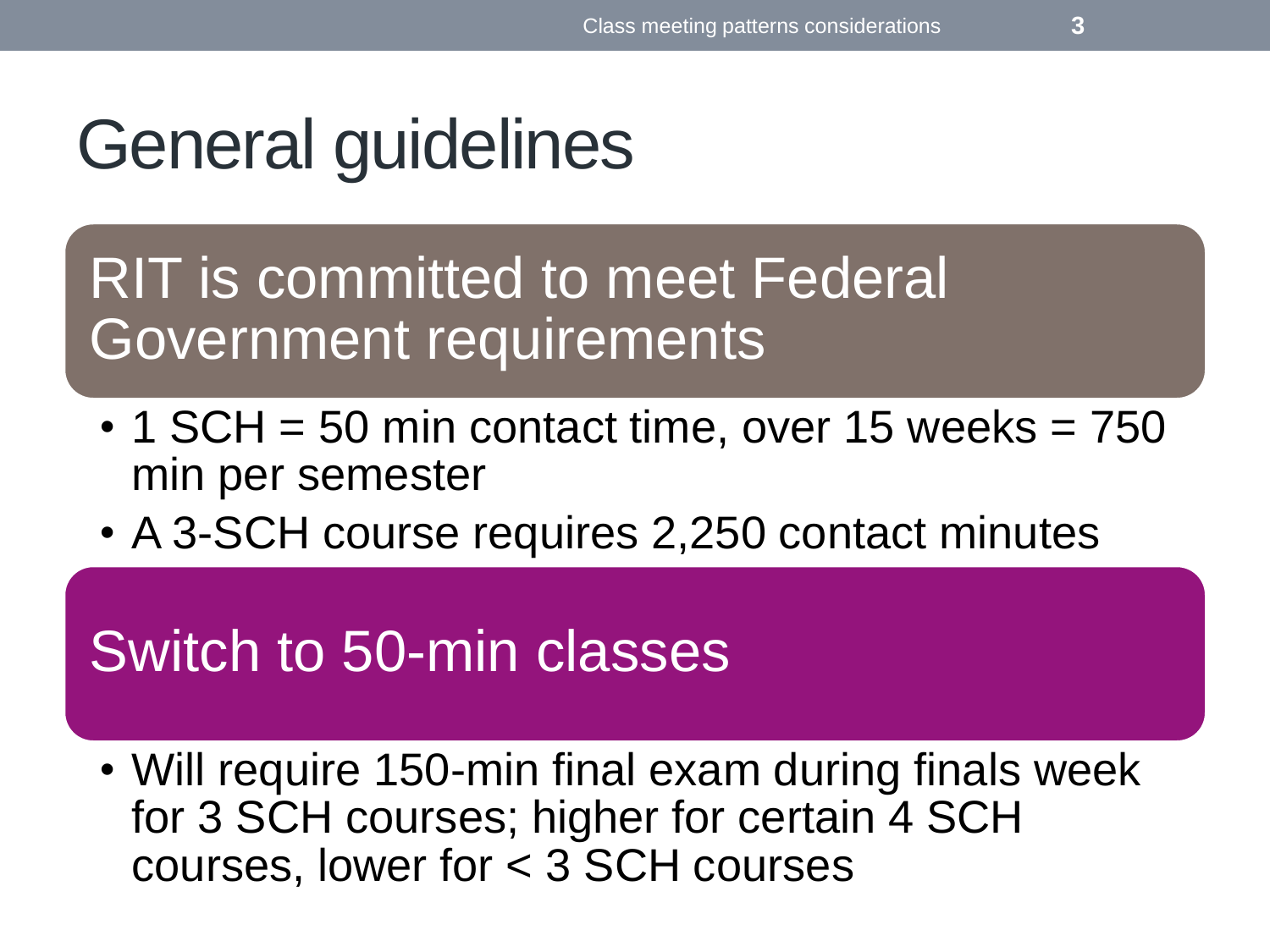# General guidelines

## RIT is committed to meet Federal Government requirements

- 1 SCH = 50 min contact time, over 15 weeks = 750 min per semester
- A 3-SCH course requires 2,250 contact minutes

## Switch to 50-min classes

- Will require 150-min final exam during finals week for 3 SCH courses; higher for certain 4 SCH courses, lower for < 3 SCH courses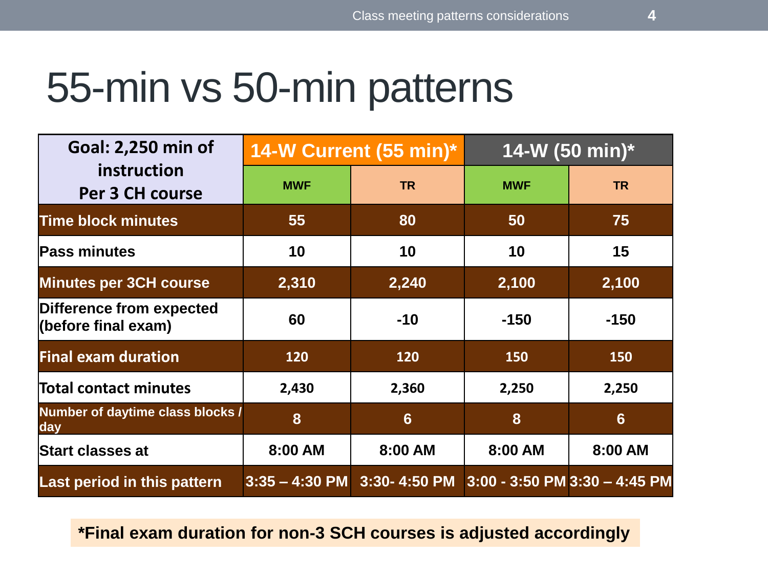# 55-min vs 50-min patterns

| Goal: 2,250 min of instruction Per 3 CH course | 14-W Current (55 min)* | | 14-W (50 min)* | |
|---|---|---|---|---|
| | MWF | TR | MWF | TR |
| Time block minutes | 55 | 80 | 50 | 75 |
| Pass minutes | 10 | 10 | 10 | 15 |
| Minutes per 3CH course | 2,310 | 2,240 | 2,100 | 2,100 |
| Difference from expected (before final exam) | 60 | -10 | -150 | -150 |
| Final exam duration | 120 | 120 | 150 | 150 |
| Total contact minutes | 2,430 | 2,360 | 2,250 | 2,250 |
| Number of daytime class blocks / day | 8 | 6 | 8 | 6 |
| Start classes at | 8:00 AM | 8:00 AM | 8:00 AM | 8:00 AM |
| Last period in this pattern | 3:35 – 4:30 PM | 3:30- 4:50 PM | 3:00 - 3:50 PM | 3:30 – 4:45 PM |

**\*Final exam duration for non-3 SCH courses is adjusted accordingly**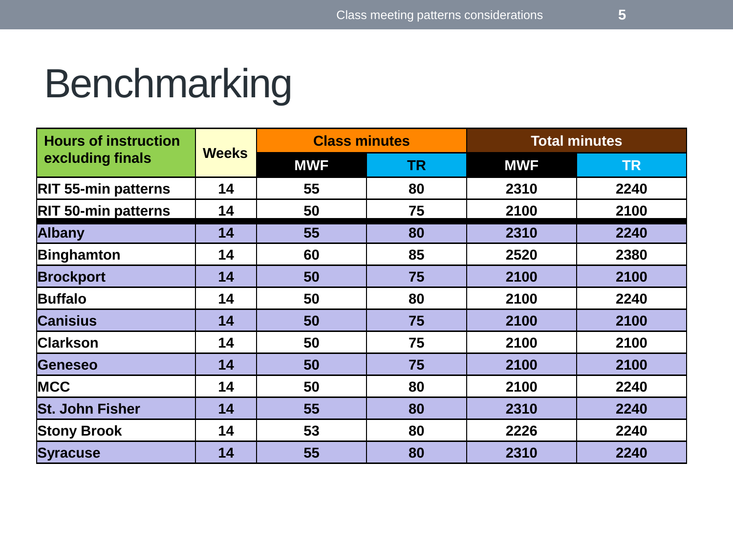# Benchmarking

| Hours of instruction excluding finals | Weeks | Class minutes | | Total minutes | |
|---|---|---|---|---|---|
| | | MWF | TR | MWF | TR |
| RIT 55-min patterns | 14 | 55 | 80 | 2310 | 2240 |
| RIT 50-min patterns | 14 | 50 | 75 | 2100 | 2100 |
| Albany | 14 | 55 | 80 | 2310 | 2240 |
| Binghamton | 14 | 60 | 85 | 2520 | 2380 |
| Brockport | 14 | 50 | 75 | 2100 | 2100 |
| Buffalo | 14 | 50 | 80 | 2100 | 2240 |
| Canisius | 14 | 50 | 75 | 2100 | 2100 |
| Clarkson | 14 | 50 | 75 | 2100 | 2100 |
| Geneseo | 14 | 50 | 75 | 2100 | 2100 |
| MCC | 14 | 50 | 80 | 2100 | 2240 |
| St. John Fisher | 14 | 55 | 80 | 2310 | 2240 |
| Stony Brook | 14 | 53 | 80 | 2226 | 2240 |
| Syracuse | 14 | 55 | 80 | 2310 | 2240 |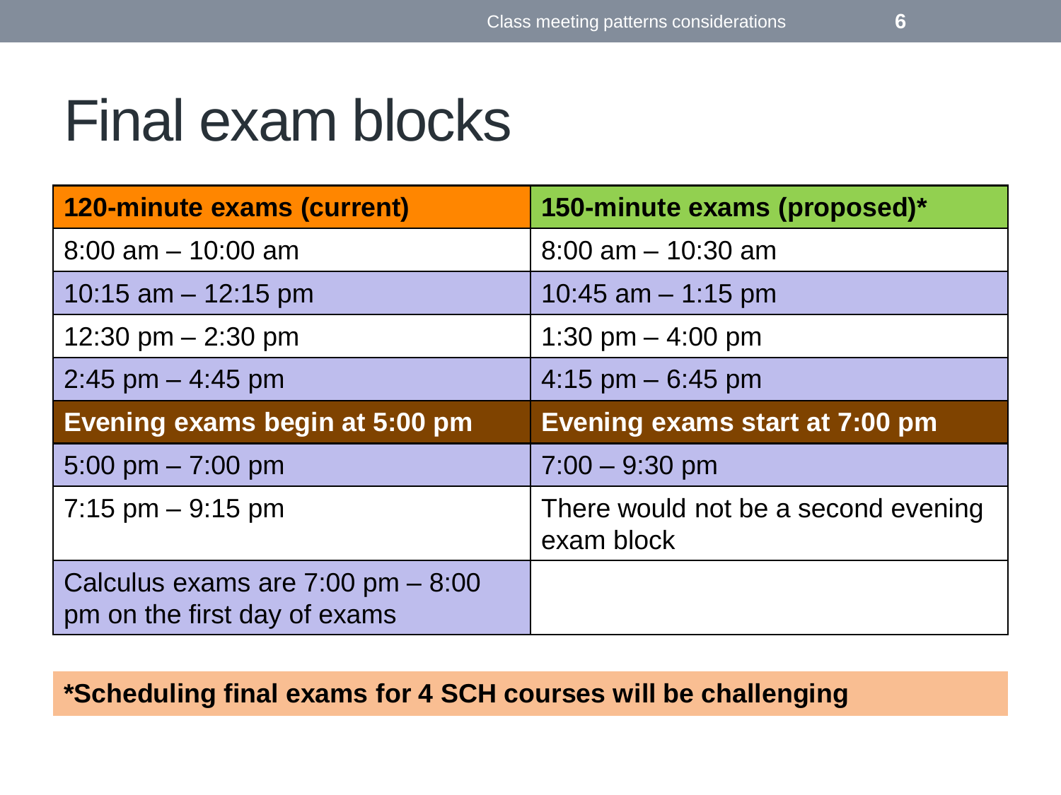# Final exam blocks

| **120-minute exams (current)** | **150-minute exams (proposed)*** |
|---|---|
| 8:00 am – 10:00 am | 8:00 am – 10:30 am |
| 10:15 am – 12:15 pm | 10:45 am – 1:15 pm |
| 12:30 pm – 2:30 pm | 1:30 pm – 4:00 pm |
| 2:45 pm – 4:45 pm | 4:15 pm – 6:45 pm |
| **Evening exams begin at 5:00 pm** | **Evening exams start at 7:00 pm** |
| 5:00 pm – 7:00 pm | 7:00 – 9:30 pm |
| 7:15 pm – 9:15 pm | There would not be a second evening exam block |
| Calculus exams are 7:00 pm – 8:00 pm on the first day of exams | |

**\*Scheduling final exams for 4 SCH courses will be challenging**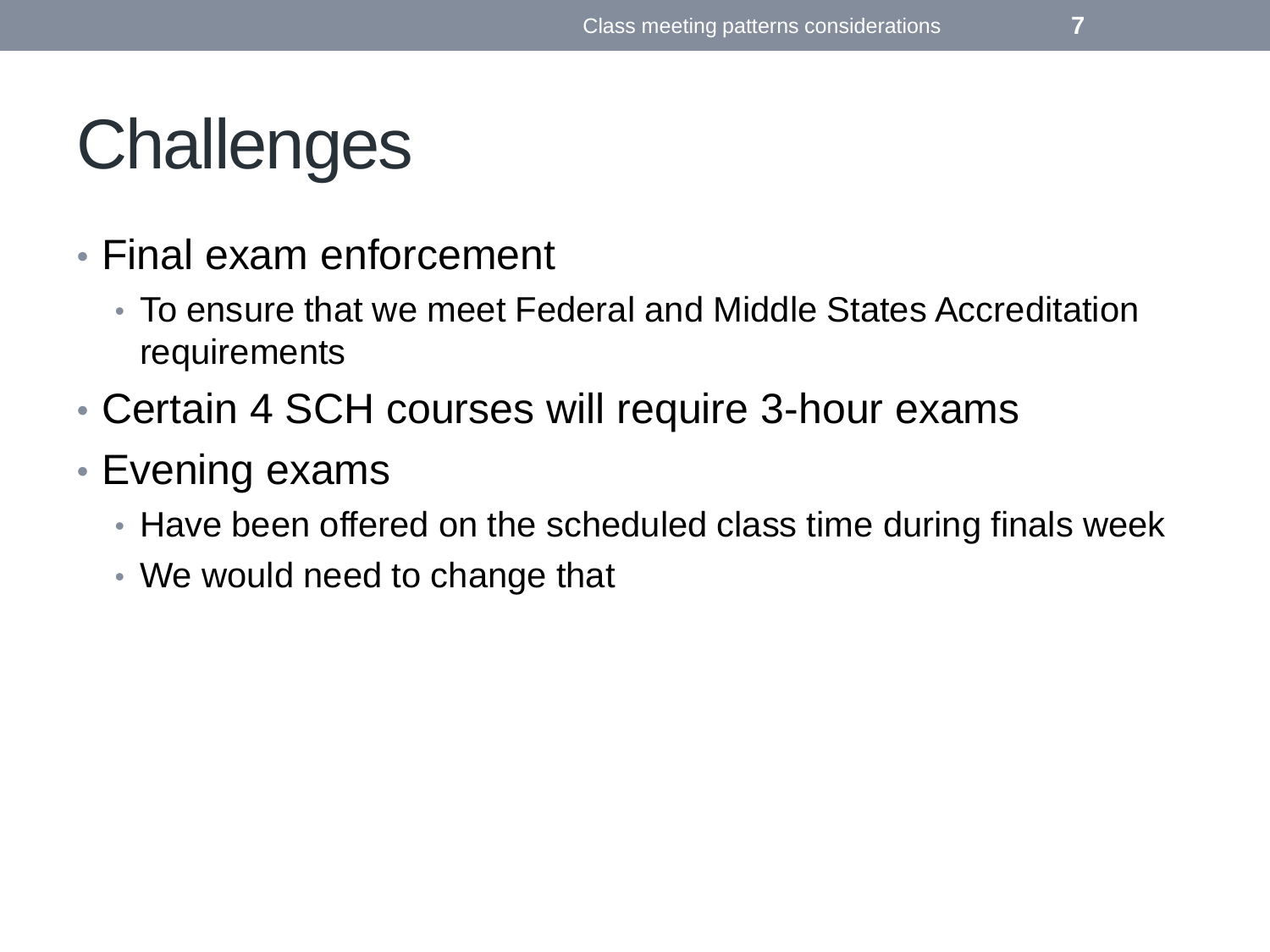# Challenges

- Final exam enforcement
  - To ensure that we meet Federal and Middle States Accreditation requirements
- Certain 4 SCH courses will require 3-hour exams
- Evening exams
  - Have been offered on the scheduled class time during finals week
  - We would need to change that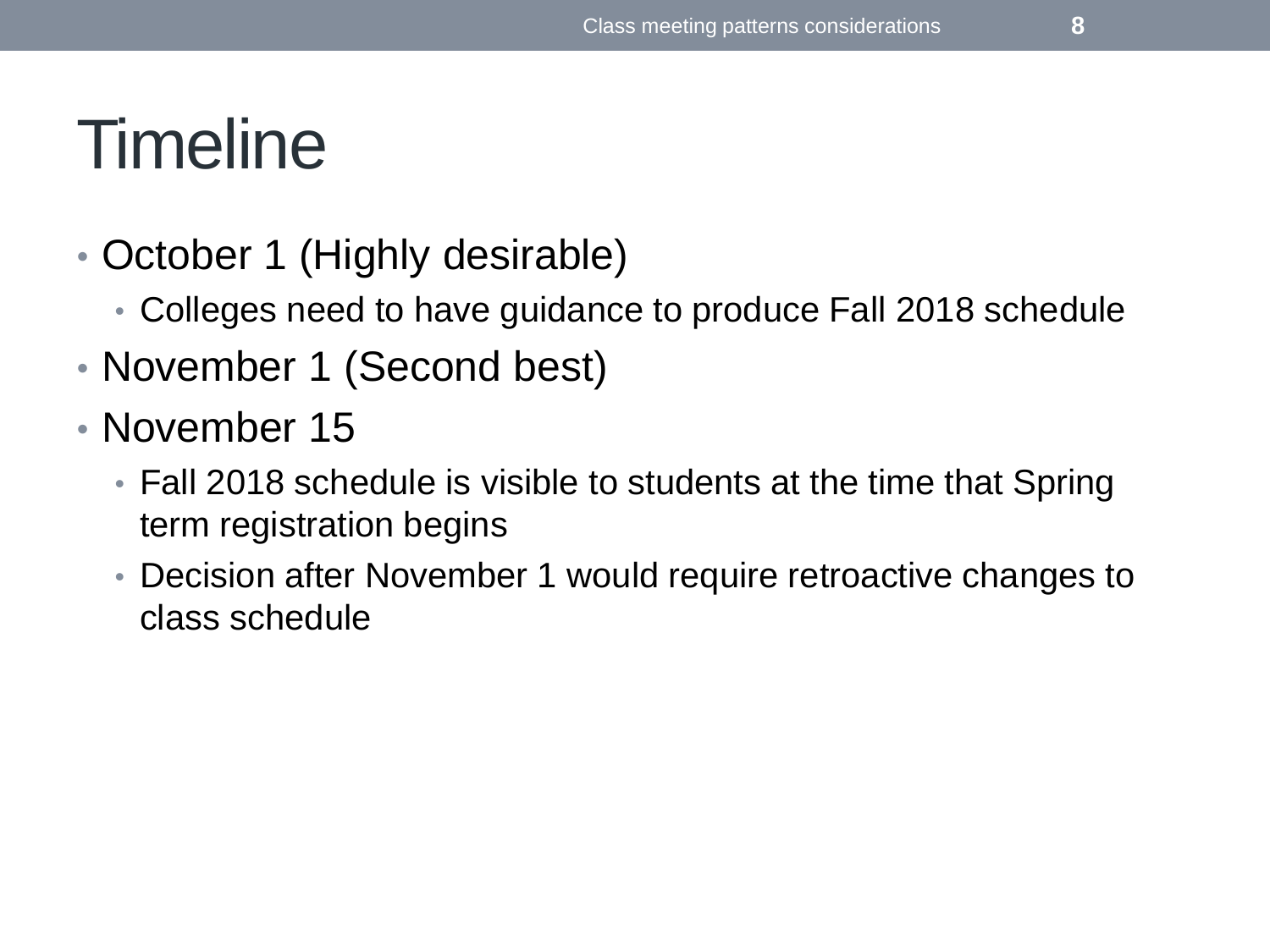# Timeline

- October 1 (Highly desirable)
  - Colleges need to have guidance to produce Fall 2018 schedule
- November 1 (Second best)
- November 15
  - Fall 2018 schedule is visible to students at the time that Spring term registration begins
  - Decision after November 1 would require retroactive changes to class schedule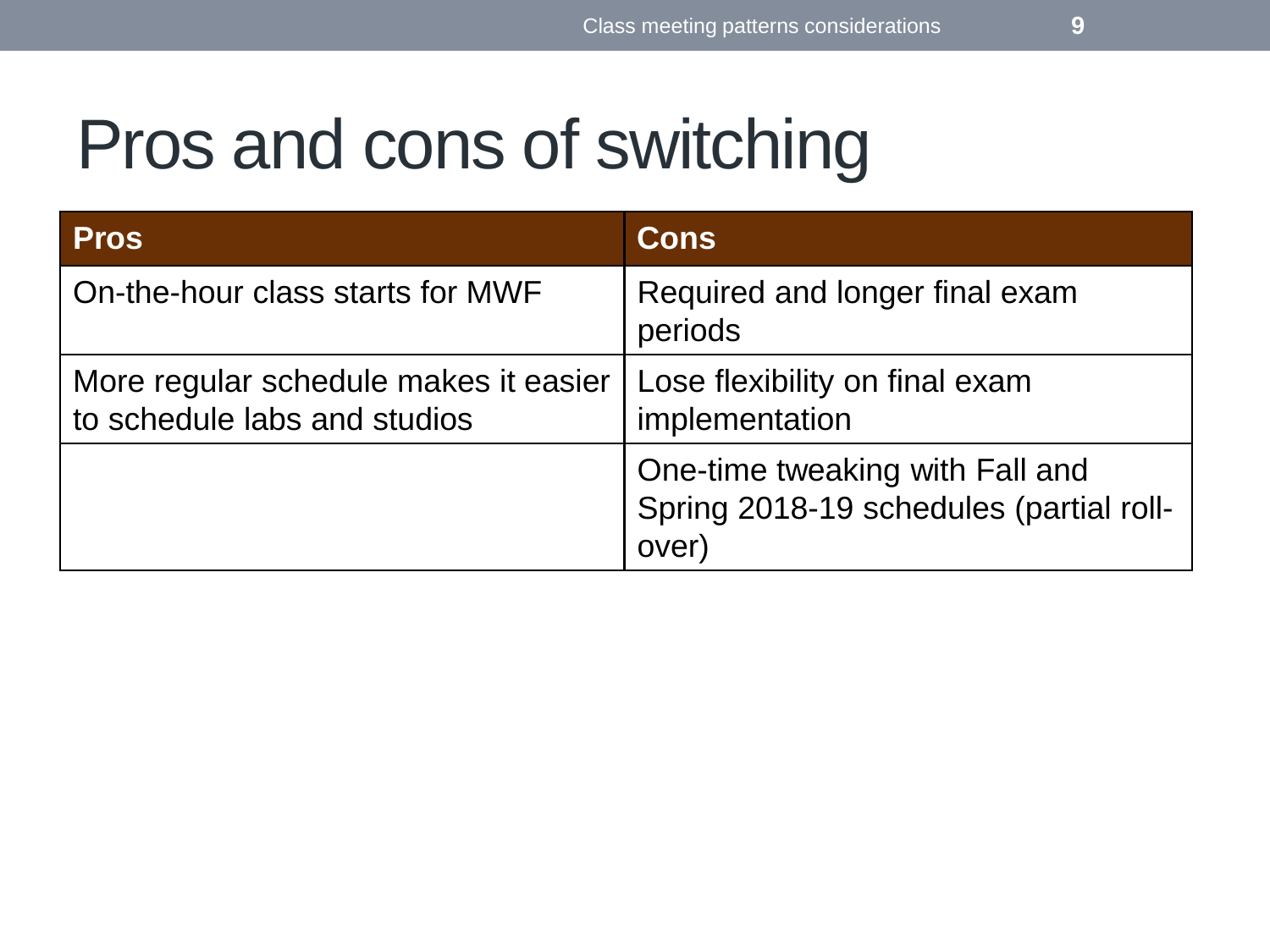# Pros and cons of switching

| Pros | Cons |
|---|---|
| On-the-hour class starts for MWF | Required and longer final exam periods |
| More regular schedule makes it easier to schedule labs and studios | Lose flexibility on final exam implementation |
| | One-time tweaking with Fall and Spring 2018-19 schedules (partial roll-over) |